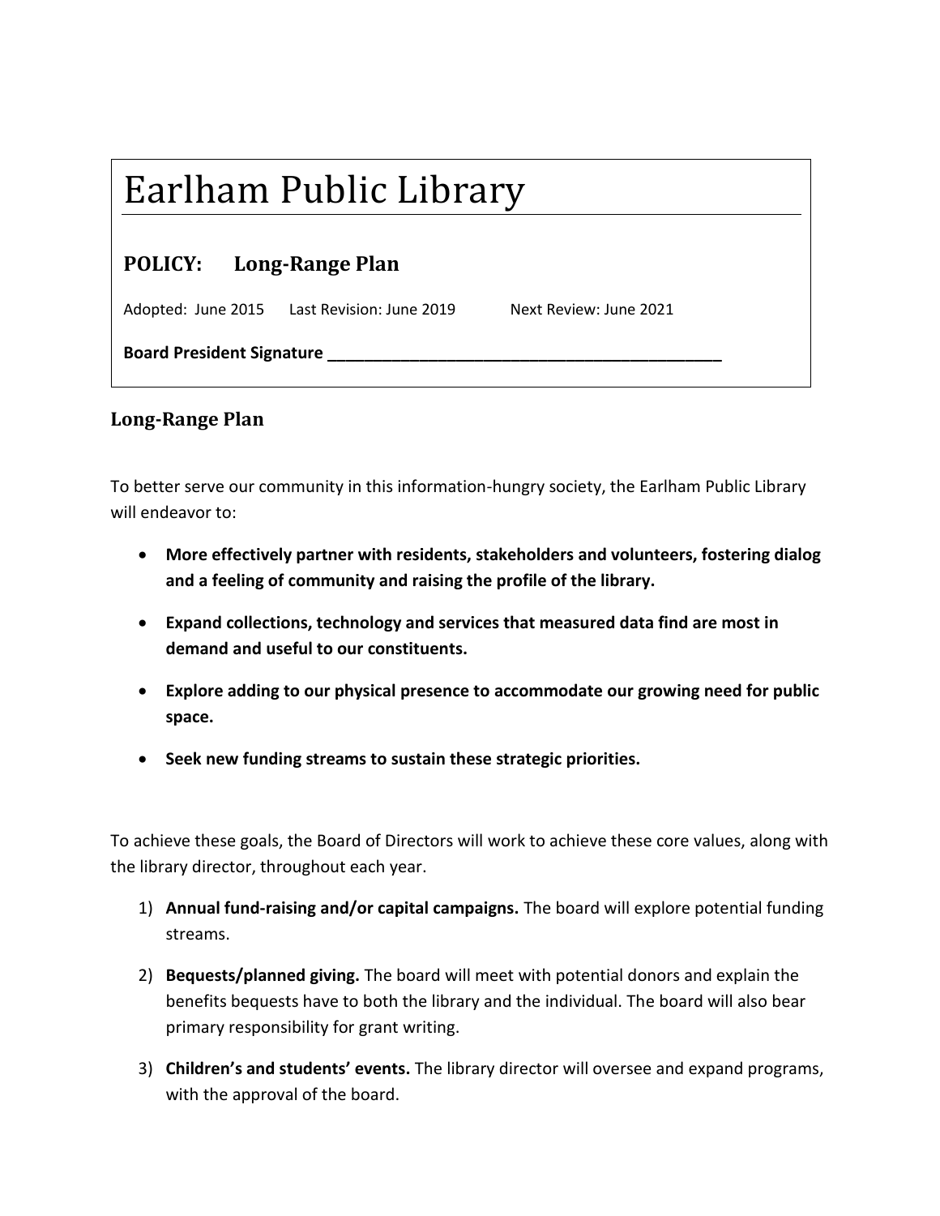# Earlham Public Library

## POLICY: Long-Range Plan

Adopted: June 2015 Last Revision: June 2019 Next Review: June 2021

**Board President Signature \_\_\_\_\_\_\_\_\_\_\_\_\_\_\_\_\_\_\_\_\_\_\_\_\_\_\_\_\_\_\_\_\_\_\_\_\_\_\_\_\_\_\_\_\_**

### Long-Range Plan

To better serve our community in this information-hungry society, the Earlham Public Library will endeavor to:

- **More effectively partner with residents, stakeholders and volunteers, fostering dialog and a feeling of community and raising the profile of the library.**
- **Expand collections, technology and services that measured data find are most in demand and useful to our constituents.**
- **Explore adding to our physical presence to accommodate our growing need for public space.**
- **Seek new funding streams to sustain these strategic priorities.**

To achieve these goals, the Board of Directors will work to achieve these core values, along with the library director, throughout each year.

1) **Annual fund-raising and/or capital campaigns.** The board will explore potential funding streams.
2) **Bequests/planned giving.** The board will meet with potential donors and explain the benefits bequests have to both the library and the individual. The board will also bear primary responsibility for grant writing.
3) **Children's and students' events.** The library director will oversee and expand programs, with the approval of the board.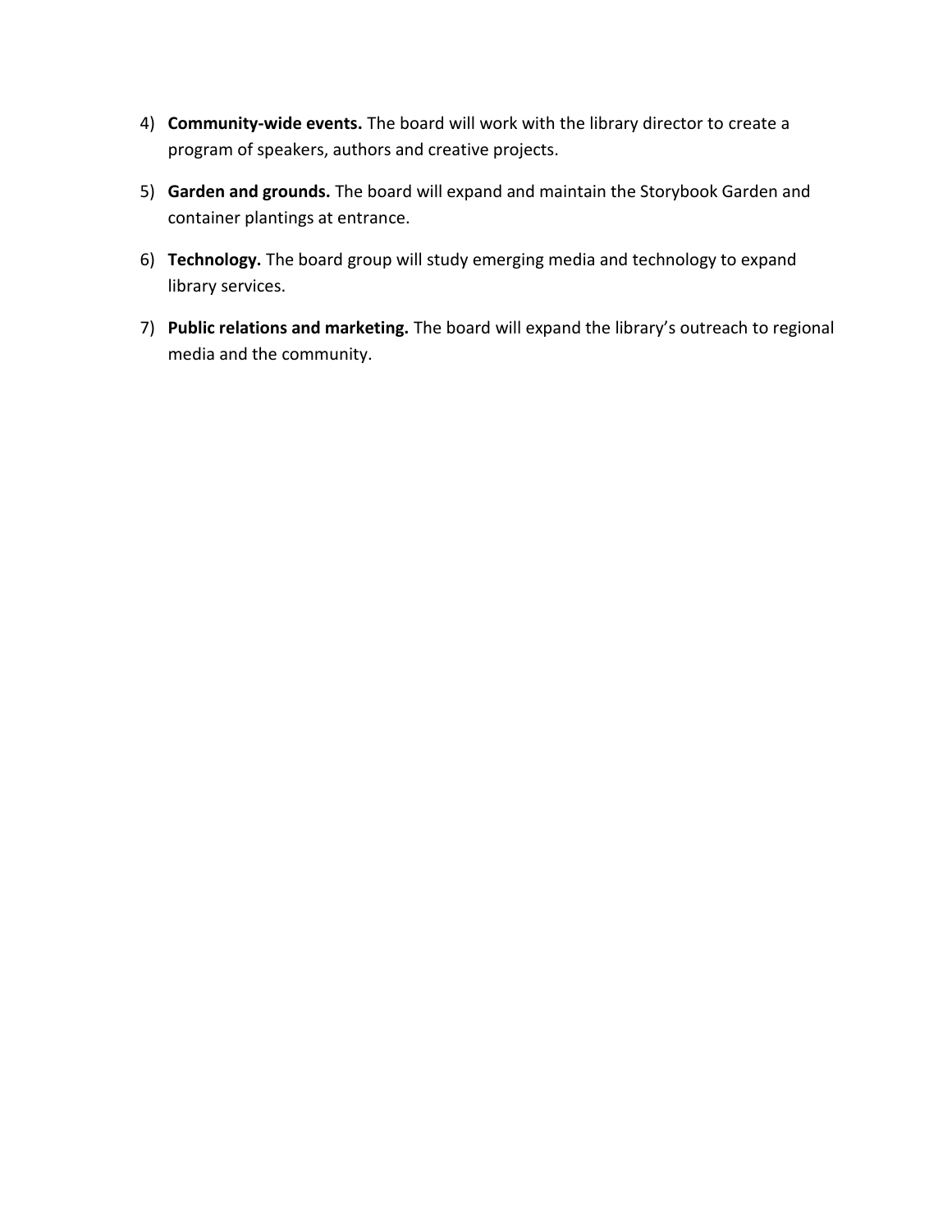4) **Community-wide events.** The board will work with the library director to create a program of speakers, authors and creative projects.

5) **Garden and grounds.** The board will expand and maintain the Storybook Garden and container plantings at entrance.

6) **Technology.** The board group will study emerging media and technology to expand library services.

7) **Public relations and marketing.** The board will expand the library's outreach to regional media and the community.